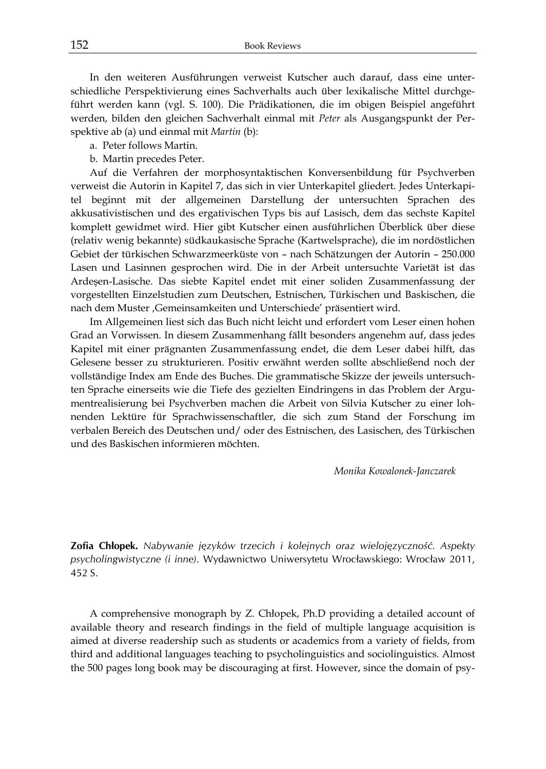In den weiteren Ausführungen verweist Kutscher auch darauf, dass eine unterschiedliche Perspektivierung eines Sachverhalts auch über lexikalische Mittel durchgeführt werden kann (vgl. S. 100). Die Prädikationen, die im obigen Beispiel angeführt werden, bilden den gleichen Sachverhalt einmal mit *Peter* als Ausgangspunkt der Perspektive ab (a) und einmal mit *Martin* (b):

a. Peter follows Martin.

b. Martin precedes Peter.

Auf die Verfahren der morphosyntaktischen Konversenbildung für Psychverben verweist die Autorin in Kapitel 7, das sich in vier Unterkapitel gliedert. Jedes Unterkapitel beginnt mit der allgemeinen Darstellung der untersuchten Sprachen des akkusativistischen und des ergativischen Typs bis auf Lasisch, dem das sechste Kapitel komplett gewidmet wird. Hier gibt Kutscher einen ausführlichen Überblick über diese (relativ wenig bekannte) südkaukasische Sprache (Kartwelsprache), die im nordöstlichen Gebiet der türkischen Schwarzmeerküste von – nach Schätzungen der Autorin – 250.000 Lasen und Lasinnen gesprochen wird. Die in der Arbeit untersuchte Varietät ist das Ardeşen-Lasische. Das siebte Kapitel endet mit einer soliden Zusammenfassung der vorgestellten Einzelstudien zum Deutschen, Estnischen, Türkischen und Baskischen, die nach dem Muster ‚Gemeinsamkeiten und Unterschiede' präsentiert wird.

Im Allgemeinen liest sich das Buch nicht leicht und erfordert vom Leser einen hohen Grad an Vorwissen. In diesem Zusammenhang fällt besonders angenehm auf, dass jedes Kapitel mit einer prägnanten Zusammenfassung endet, die dem Leser dabei hilft, das Gelesene besser zu strukturieren. Positiv erwähnt werden sollte abschließend noch der vollständige Index am Ende des Buches. Die grammatische Skizze der jeweils untersuchten Sprache einerseits wie die Tiefe des gezielten Eindringens in das Problem der Argumentrealisierung bei Psychverben machen die Arbeit von Silvia Kutscher zu einer lohnenden Lektüre für Sprachwissenschaftler, die sich zum Stand der Forschung im verbalen Bereich des Deutschen und/ oder des Estnischen, des Lasischen, des Türkischen und des Baskischen informieren möchten.

*Monika Kowalonek-Janczarek*

**Zofia Chłopek.** *Nabywanie języków trzecich i kolejnych oraz wielojęzyczność. Aspekty psycholingwistyczne (i inne)*. Wydawnictwo Uniwersytetu Wrocławskiego: Wrocław 2011, 452 S.

A comprehensive monograph by Z. Chłopek, Ph.D providing a detailed account of available theory and research findings in the field of multiple language acquisition is aimed at diverse readership such as students or academics from a variety of fields, from third and additional languages teaching to psycholinguistics and sociolinguistics. Almost the 500 pages long book may be discouraging at first. However, since the domain of psy-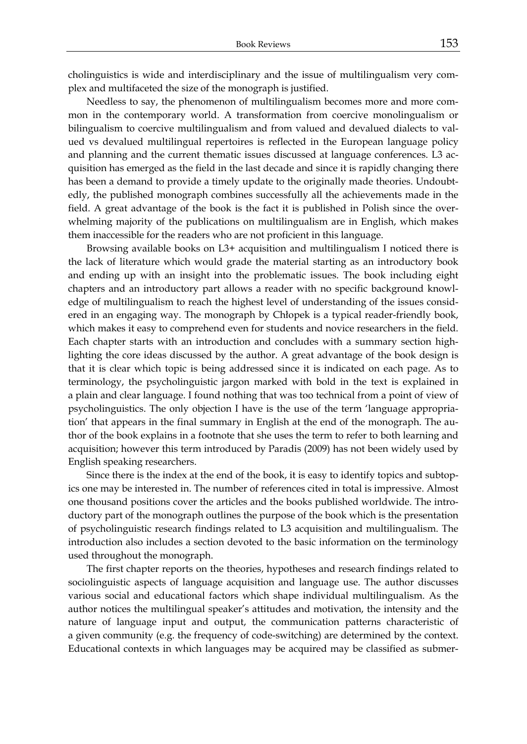cholinguistics is wide and interdisciplinary and the issue of multilingualism very complex and multifaceted the size of the monograph is justified.

Needless to say, the phenomenon of multilingualism becomes more and more common in the contemporary world. A transformation from coercive monolingualism or bilingualism to coercive multilingualism and from valued and devalued dialects to valued vs devalued multilingual repertoires is reflected in the European language policy and planning and the current thematic issues discussed at language conferences. L3 acquisition has emerged as the field in the last decade and since it is rapidly changing there has been a demand to provide a timely update to the originally made theories. Undoubtedly, the published monograph combines successfully all the achievements made in the field. A great advantage of the book is the fact it is published in Polish since the overwhelming majority of the publications on multilingualism are in English, which makes them inaccessible for the readers who are not proficient in this language.

Browsing available books on L3+ acquisition and multilingualism I noticed there is the lack of literature which would grade the material starting as an introductory book and ending up with an insight into the problematic issues. The book including eight chapters and an introductory part allows a reader with no specific background knowledge of multilingualism to reach the highest level of understanding of the issues considered in an engaging way. The monograph by Chłopek is a typical reader-friendly book, which makes it easy to comprehend even for students and novice researchers in the field. Each chapter starts with an introduction and concludes with a summary section highlighting the core ideas discussed by the author. A great advantage of the book design is that it is clear which topic is being addressed since it is indicated on each page. As to terminology, the psycholinguistic jargon marked with bold in the text is explained in a plain and clear language. I found nothing that was too technical from a point of view of psycholinguistics. The only objection I have is the use of the term 'language appropriation' that appears in the final summary in English at the end of the monograph. The author of the book explains in a footnote that she uses the term to refer to both learning and acquisition; however this term introduced by Paradis (2009) has not been widely used by English speaking researchers.

Since there is the index at the end of the book, it is easy to identify topics and subtopics one may be interested in. The number of references cited in total is impressive. Almost one thousand positions cover the articles and the books published worldwide. The introductory part of the monograph outlines the purpose of the book which is the presentation of psycholinguistic research findings related to L3 acquisition and multilingualism. The introduction also includes a section devoted to the basic information on the terminology used throughout the monograph.

The first chapter reports on the theories, hypotheses and research findings related to sociolinguistic aspects of language acquisition and language use. The author discusses various social and educational factors which shape individual multilingualism. As the author notices the multilingual speaker's attitudes and motivation, the intensity and the nature of language input and output, the communication patterns characteristic of a given community (e.g. the frequency of code-switching) are determined by the context. Educational contexts in which languages may be acquired may be classified as submer-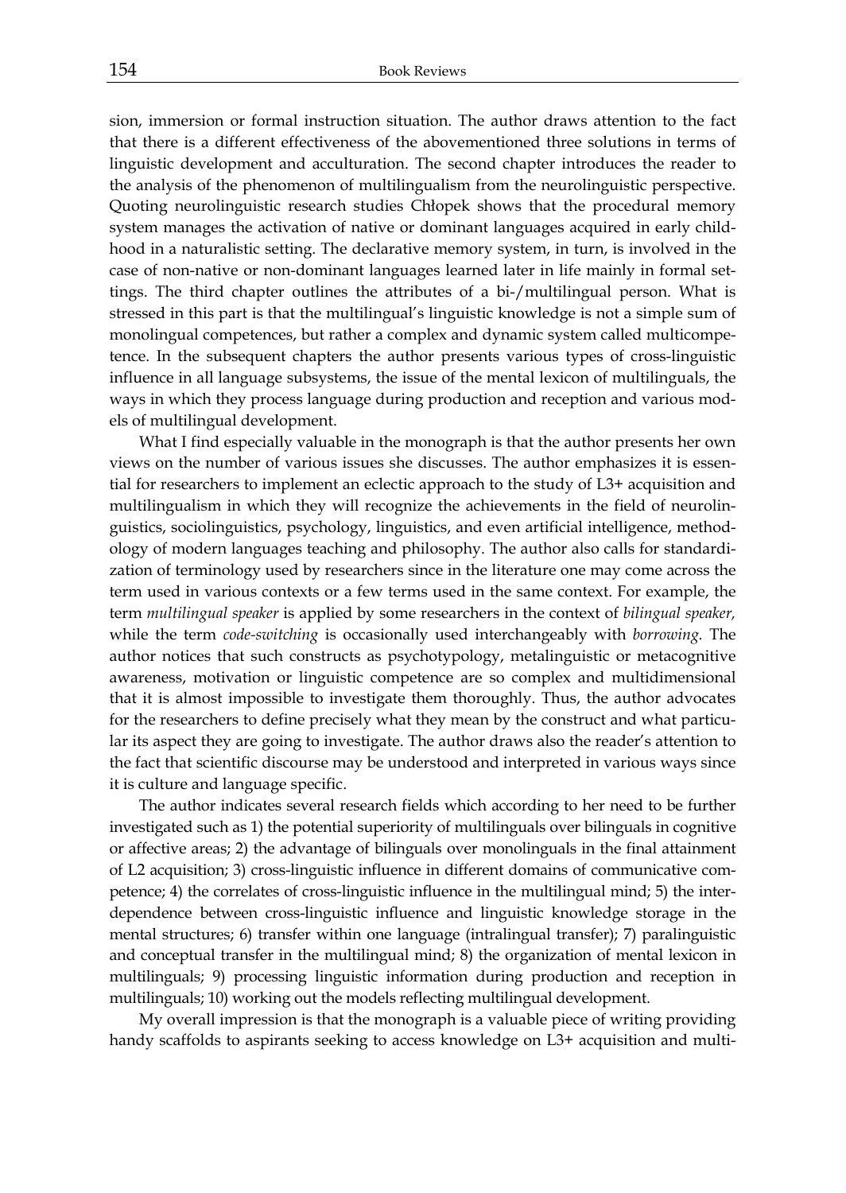sion, immersion or formal instruction situation. The author draws attention to the fact that there is a different effectiveness of the abovementioned three solutions in terms of linguistic development and acculturation. The second chapter introduces the reader to the analysis of the phenomenon of multilingualism from the neurolinguistic perspective. Quoting neurolinguistic research studies Chłopek shows that the procedural memory system manages the activation of native or dominant languages acquired in early childhood in a naturalistic setting. The declarative memory system, in turn, is involved in the case of non-native or non-dominant languages learned later in life mainly in formal settings. The third chapter outlines the attributes of a bi-/multilingual person. What is stressed in this part is that the multilingual's linguistic knowledge is not a simple sum of monolingual competences, but rather a complex and dynamic system called multicompetence. In the subsequent chapters the author presents various types of cross-linguistic influence in all language subsystems, the issue of the mental lexicon of multilinguals, the ways in which they process language during production and reception and various models of multilingual development.

What I find especially valuable in the monograph is that the author presents her own views on the number of various issues she discusses. The author emphasizes it is essential for researchers to implement an eclectic approach to the study of L3+ acquisition and multilingualism in which they will recognize the achievements in the field of neurolinguistics, sociolinguistics, psychology, linguistics, and even artificial intelligence, methodology of modern languages teaching and philosophy. The author also calls for standardization of terminology used by researchers since in the literature one may come across the term used in various contexts or a few terms used in the same context. For example, the term *multilingual speaker* is applied by some researchers in the context of *bilingual speaker,* while the term *code-switching* is occasionally used interchangeably with *borrowing.* The author notices that such constructs as psychotypology, metalinguistic or metacognitive awareness, motivation or linguistic competence are so complex and multidimensional that it is almost impossible to investigate them thoroughly. Thus, the author advocates for the researchers to define precisely what they mean by the construct and what particular its aspect they are going to investigate. The author draws also the reader's attention to the fact that scientific discourse may be understood and interpreted in various ways since it is culture and language specific.

The author indicates several research fields which according to her need to be further investigated such as 1) the potential superiority of multilinguals over bilinguals in cognitive or affective areas; 2) the advantage of bilinguals over monolinguals in the final attainment of L2 acquisition; 3) cross-linguistic influence in different domains of communicative competence; 4) the correlates of cross-linguistic influence in the multilingual mind; 5) the interdependence between cross-linguistic influence and linguistic knowledge storage in the mental structures; 6) transfer within one language (intralingual transfer); 7) paralinguistic and conceptual transfer in the multilingual mind; 8) the organization of mental lexicon in multilinguals; 9) processing linguistic information during production and reception in multilinguals; 10) working out the models reflecting multilingual development.

My overall impression is that the monograph is a valuable piece of writing providing handy scaffolds to aspirants seeking to access knowledge on L3+ acquisition and multi-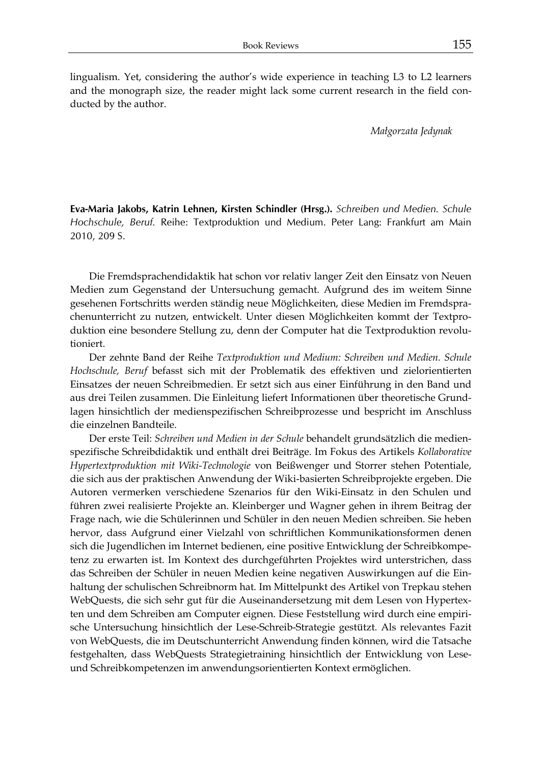lingualism. Yet, considering the author's wide experience in teaching L3 to L2 learners and the monograph size, the reader might lack some current research in the field conducted by the author.

*Małgorzata Jedynak*

**Eva-Maria Jakobs, Katrin Lehnen, Kirsten Schindler (Hrsg.).** *Schreiben und Medien. Schule Hochschule, Beruf.* Reihe: Textproduktion und Medium. Peter Lang: Frankfurt am Main 2010, 209 S.

Die Fremdsprachendidaktik hat schon vor relativ langer Zeit den Einsatz von Neuen Medien zum Gegenstand der Untersuchung gemacht. Aufgrund des im weitem Sinne gesehenen Fortschritts werden ständig neue Möglichkeiten, diese Medien im Fremdsprachenunterricht zu nutzen, entwickelt. Unter diesen Möglichkeiten kommt der Textproduktion eine besondere Stellung zu, denn der Computer hat die Textproduktion revolutioniert.

Der zehnte Band der Reihe *Textproduktion und Medium: Schreiben und Medien. Schule Hochschule, Beruf* befasst sich mit der Problematik des effektiven und zielorientierten Einsatzes der neuen Schreibmedien. Er setzt sich aus einer Einführung in den Band und aus drei Teilen zusammen. Die Einleitung liefert Informationen über theoretische Grundlagen hinsichtlich der medienspezifischen Schreibprozesse und bespricht im Anschluss die einzelnen Bandteile.

Der erste Teil: *Schreiben und Medien in der Schule* behandelt grundsätzlich die medienspezifische Schreibdidaktik und enthält drei Beiträge. Im Fokus des Artikels *Kollaborative Hypertextproduktion mit Wiki-Technologie* von Beißwenger und Storrer stehen Potentiale, die sich aus der praktischen Anwendung der Wiki-basierten Schreibprojekte ergeben. Die Autoren vermerken verschiedene Szenarios für den Wiki-Einsatz in den Schulen und führen zwei realisierte Projekte an. Kleinberger und Wagner gehen in ihrem Beitrag der Frage nach, wie die Schülerinnen und Schüler in den neuen Medien schreiben. Sie heben hervor, dass Aufgrund einer Vielzahl von schriftlichen Kommunikationsformen denen sich die Jugendlichen im Internet bedienen, eine positive Entwicklung der Schreibkompetenz zu erwarten ist. Im Kontext des durchgeführten Projektes wird unterstrichen, dass das Schreiben der Schüler in neuen Medien keine negativen Auswirkungen auf die Einhaltung der schulischen Schreibnorm hat. Im Mittelpunkt des Artikel von Trepkau stehen WebQuests, die sich sehr gut für die Auseinandersetzung mit dem Lesen von Hypertexten und dem Schreiben am Computer eignen. Diese Feststellung wird durch eine empirische Untersuchung hinsichtlich der Lese-Schreib-Strategie gestützt. Als relevantes Fazit von WebQuests, die im Deutschunterricht Anwendung finden können, wird die Tatsache festgehalten, dass WebQuests Strategietraining hinsichtlich der Entwicklung von Lese- und Schreibkompetenzen im anwendungsorientierten Kontext ermöglichen.